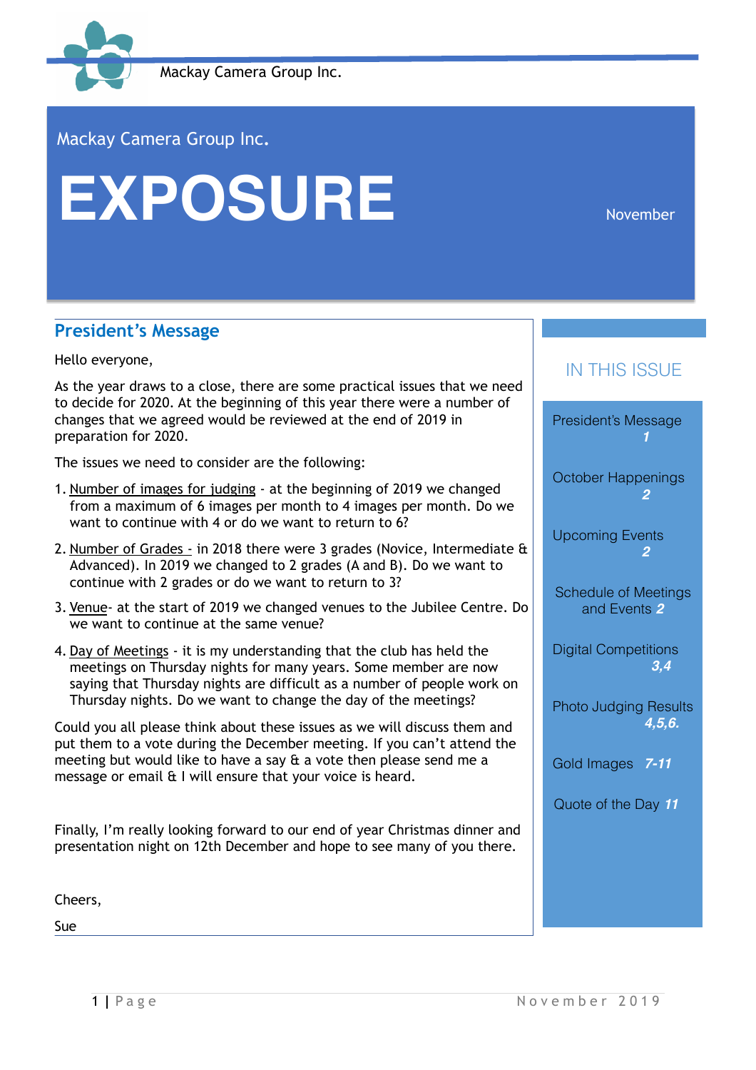Mackay Camera Group Inc.

Mackay Camera Group Inc.

# EXPOSURE

November

## President's Message

Hello everyone,

As the year draws to a close, there are some practical issues that we need to decide for 2020. At the beginning of this year there were a number of changes that we agreed would be reviewed at the end of 2019 in preparation for 2020.

The issues we need to consider are the following:

1. Number of images for judging - at the beginning of 2019 we changed from a maximum of 6 images per month to 4 images per month. Do we want to continue with 4 or do we want to return to 6?
2. Number of Grades - in 2018 there were 3 grades (Novice, Intermediate & Advanced). In 2019 we changed to 2 grades (A and B). Do we want to continue with 2 grades or do we want to return to 3?
3. Venue- at the start of 2019 we changed venues to the Jubilee Centre. Do we want to continue at the same venue?
4. Day of Meetings - it is my understanding that the club has held the meetings on Thursday nights for many years. Some member are now saying that Thursday nights are difficult as a number of people work on Thursday nights. Do we want to change the day of the meetings?

Could you all please think about these issues as we will discuss them and put them to a vote during the December meeting. If you can't attend the meeting but would like to have a say & a vote then please send me a message or email & I will ensure that your voice is heard.

Finally, I'm really looking forward to our end of year Christmas dinner and presentation night on 12th December and hope to see many of you there.

Cheers,

Sue

## IN THIS ISSUE

President's Message ***1***

October Happenings ***2***

Upcoming Events ***2***

Schedule of Meetings and Events ***2***

Digital Competitions ***3,4***

Photo Judging Results ***4,5,6.***

Gold Images ***7-11***

Quote of the Day ***11***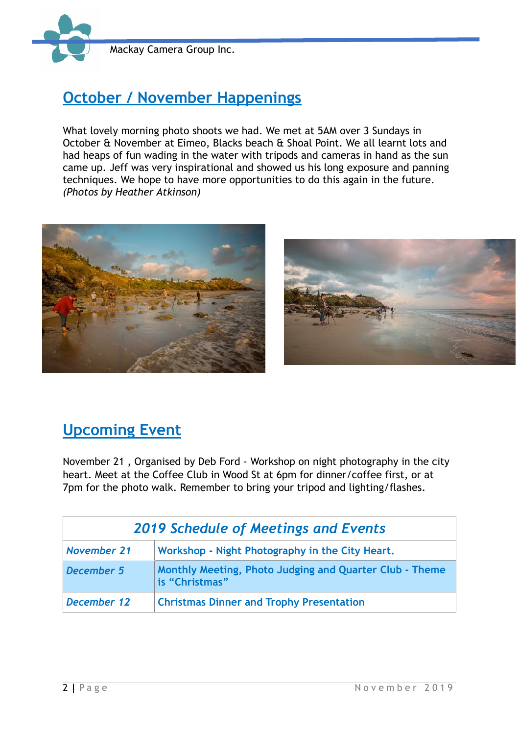## October / November Happenings

What lovely morning photo shoots we had. We met at 5AM over 3 Sundays in October & November at Eimeo, Blacks beach & Shoal Point. We all learnt lots and had heaps of fun wading in the water with tripods and cameras in hand as the sun came up. Jeff was very inspirational and showed us his long exposure and panning techniques. We hope to have more opportunities to do this again in the future. *(Photos by Heather Atkinson)*

## Upcoming Event

November 21 , Organised by Deb Ford - Workshop on night photography in the city heart. Meet at the Coffee Club in Wood St at 6pm for dinner/coffee first, or at 7pm for the photo walk. Remember to bring your tripod and lighting/flashes.

| *2019 Schedule of Meetings and Events* | |
|---|---|
| ***November 21*** | **Workshop - Night Photography in the City Heart.** |
| ***December 5*** | **Monthly Meeting, Photo Judging and Quarter Club - Theme is "Christmas"** |
| ***December 12*** | **Christmas Dinner and Trophy Presentation** |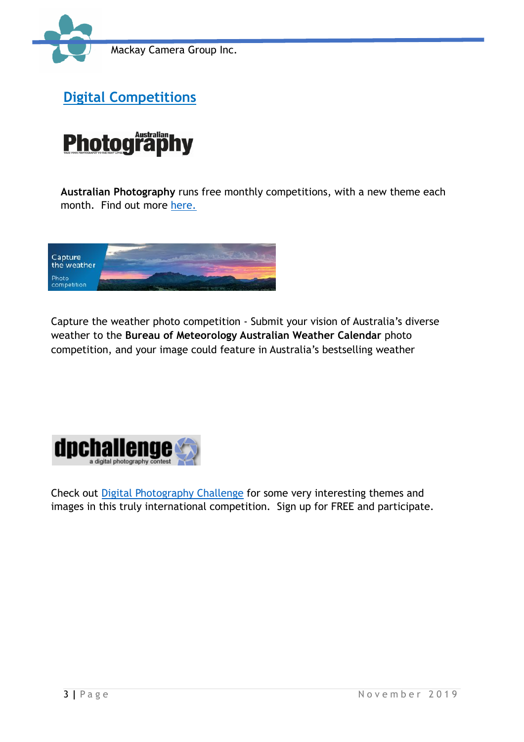## Digital Competitions

**Australian Photography** runs free monthly competitions, with a new theme each month. Find out more here.

Capture the weather photo competition - Submit your vision of Australia's diverse weather to the **Bureau of Meteorology Australian Weather Calendar** photo competition, and your image could feature in Australia's bestselling weather

Check out Digital Photography Challenge for some very interesting themes and images in this truly international competition. Sign up for FREE and participate.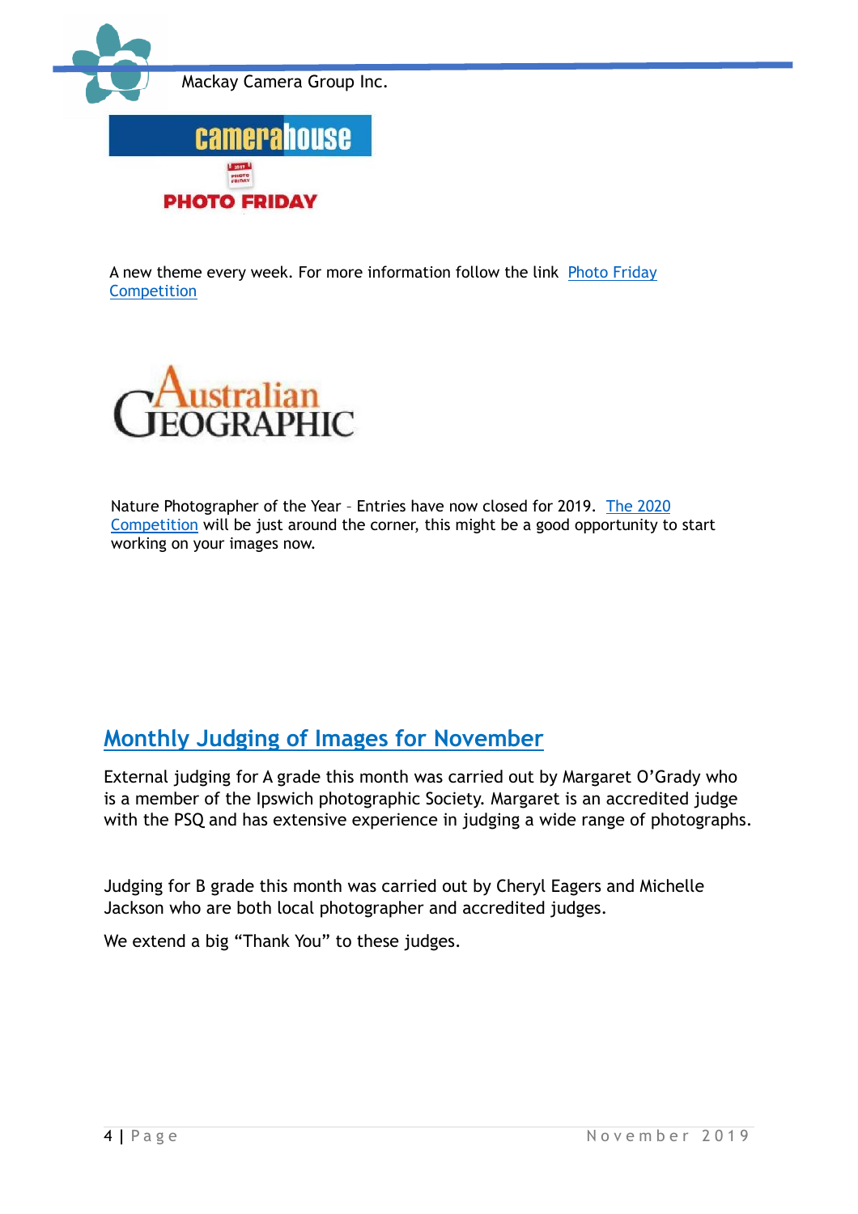camerahouse

PHOTO FRIDAY

A new theme every week. For more information follow the link Photo Friday Competition

Australian GEOGRAPHIC

Nature Photographer of the Year – Entries have now closed for 2019. The 2020 Competition will be just around the corner, this might be a good opportunity to start working on your images now.

## Monthly Judging of Images for November

External judging for A grade this month was carried out by Margaret O'Grady who is a member of the Ipswich photographic Society. Margaret is an accredited judge with the PSQ and has extensive experience in judging a wide range of photographs.

Judging for B grade this month was carried out by Cheryl Eagers and Michelle Jackson who are both local photographer and accredited judges.

We extend a big "Thank You" to these judges.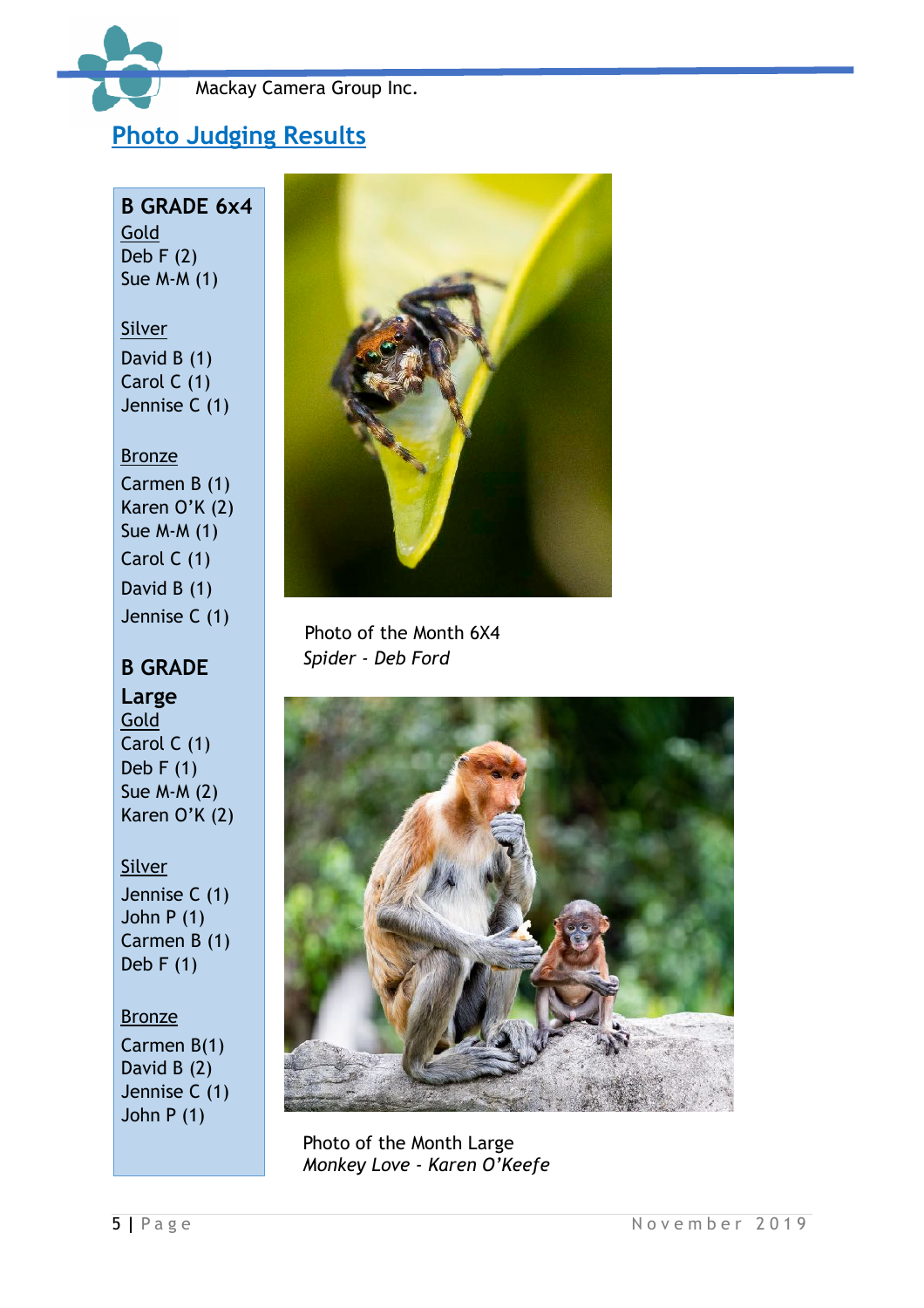## Photo Judging Results

### B GRADE 6x4

Gold

Deb F (2)
Sue M-M (1)

Silver

David B (1)
Carol C (1)
Jennise C (1)

Bronze

Carmen B (1)
Karen O'K (2)
Sue M-M (1)
Carol C (1)
David B (1)
Jennise C (1)

### B GRADE Large

Gold

Carol C (1)
Deb F (1)
Sue M-M (2)
Karen O'K (2)

Silver

Jennise C (1)
John P (1)
Carmen B (1)
Deb F (1)

Bronze

Carmen B(1)
David B (2)
Jennise C (1)
John P (1)

Photo of the Month 6X4
*Spider - Deb Ford*

Photo of the Month Large
*Monkey Love - Karen O'Keefe*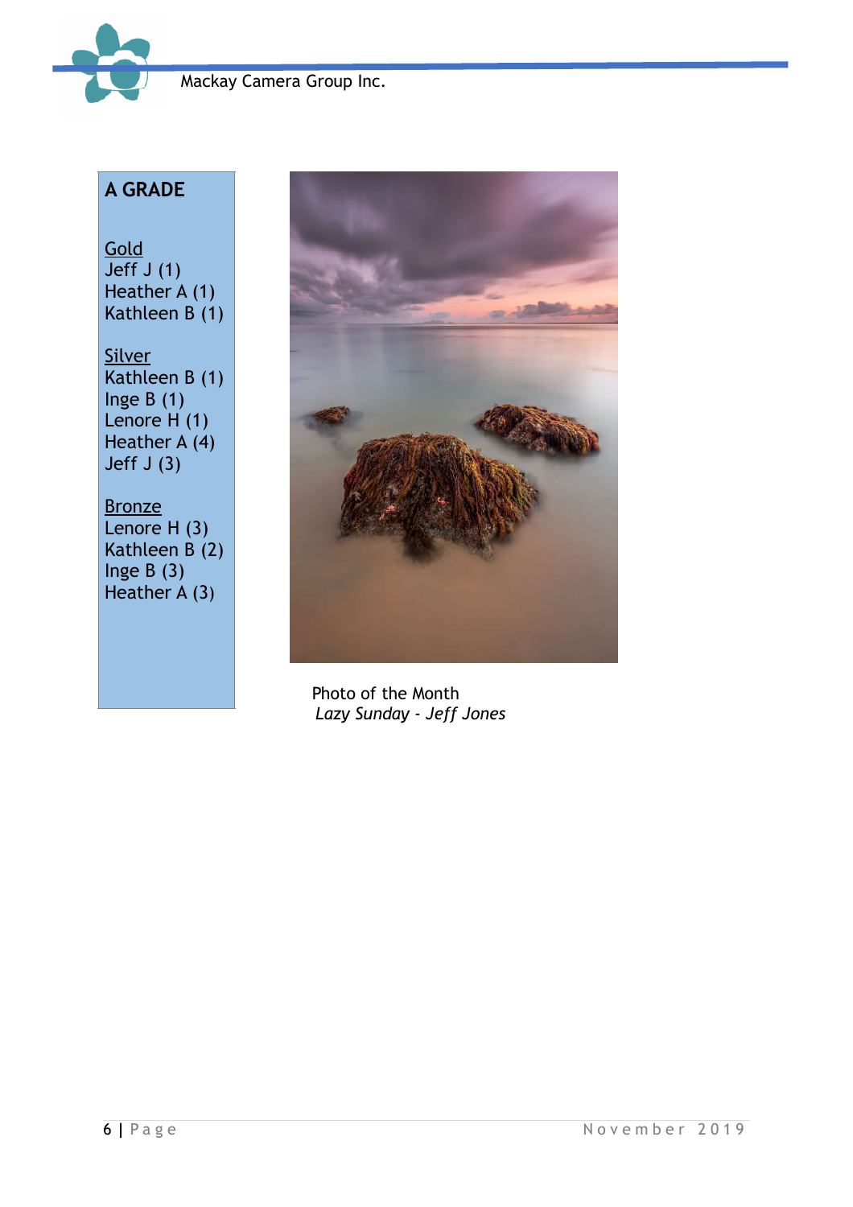## A GRADE

Gold
Jeff J (1)
Heather A (1)
Kathleen B (1)

Silver
Kathleen B (1)
Inge B (1)
Lenore H (1)
Heather A (4)
Jeff J (3)

Bronze
Lenore H (3)
Kathleen B (2)
Inge B (3)
Heather A (3)

Photo of the Month
*Lazy Sunday - Jeff Jones*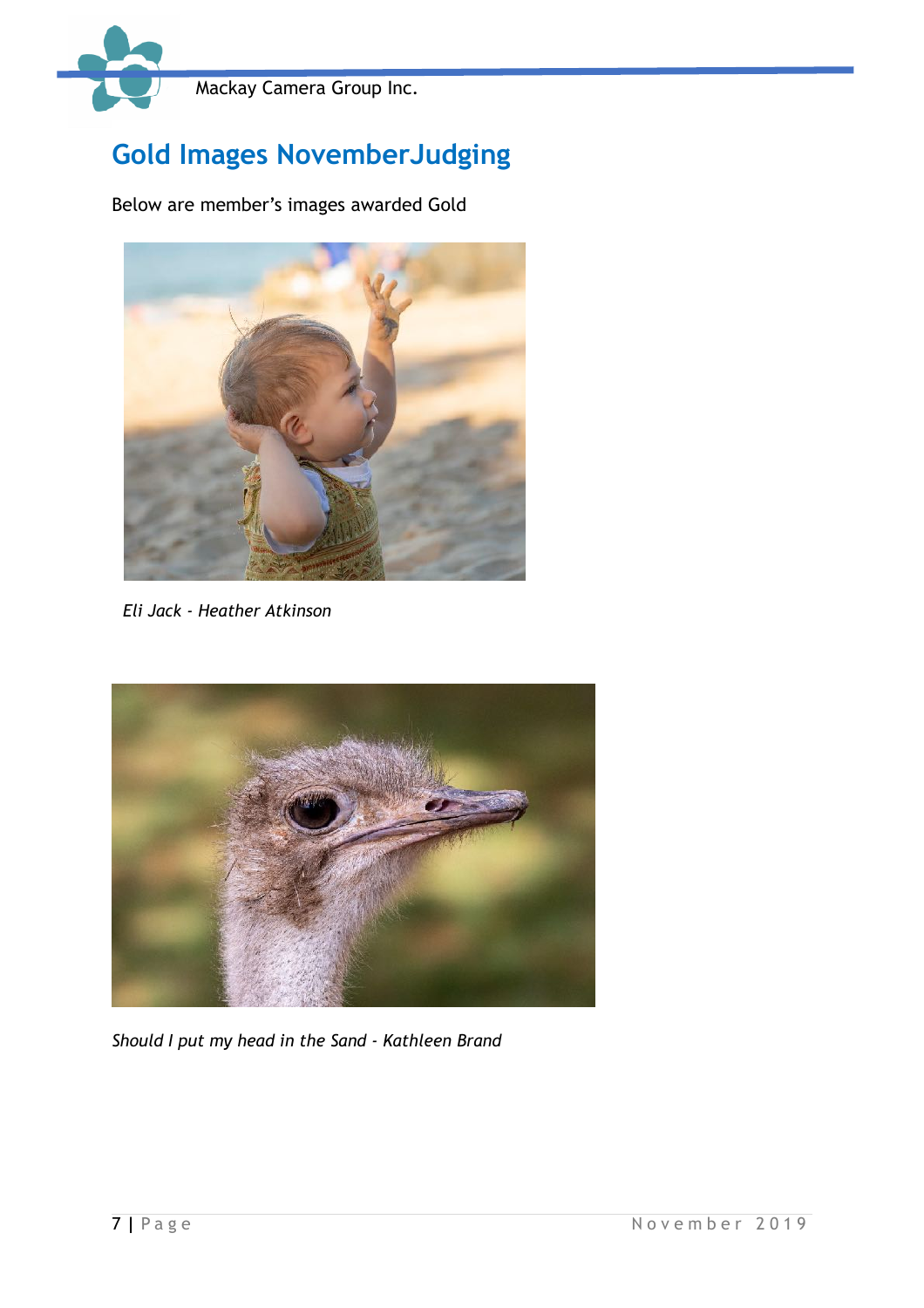# Gold Images NovemberJudging

Below are member's images awarded Gold

*Eli Jack - Heather Atkinson*

*Should I put my head in the Sand - Kathleen Brand*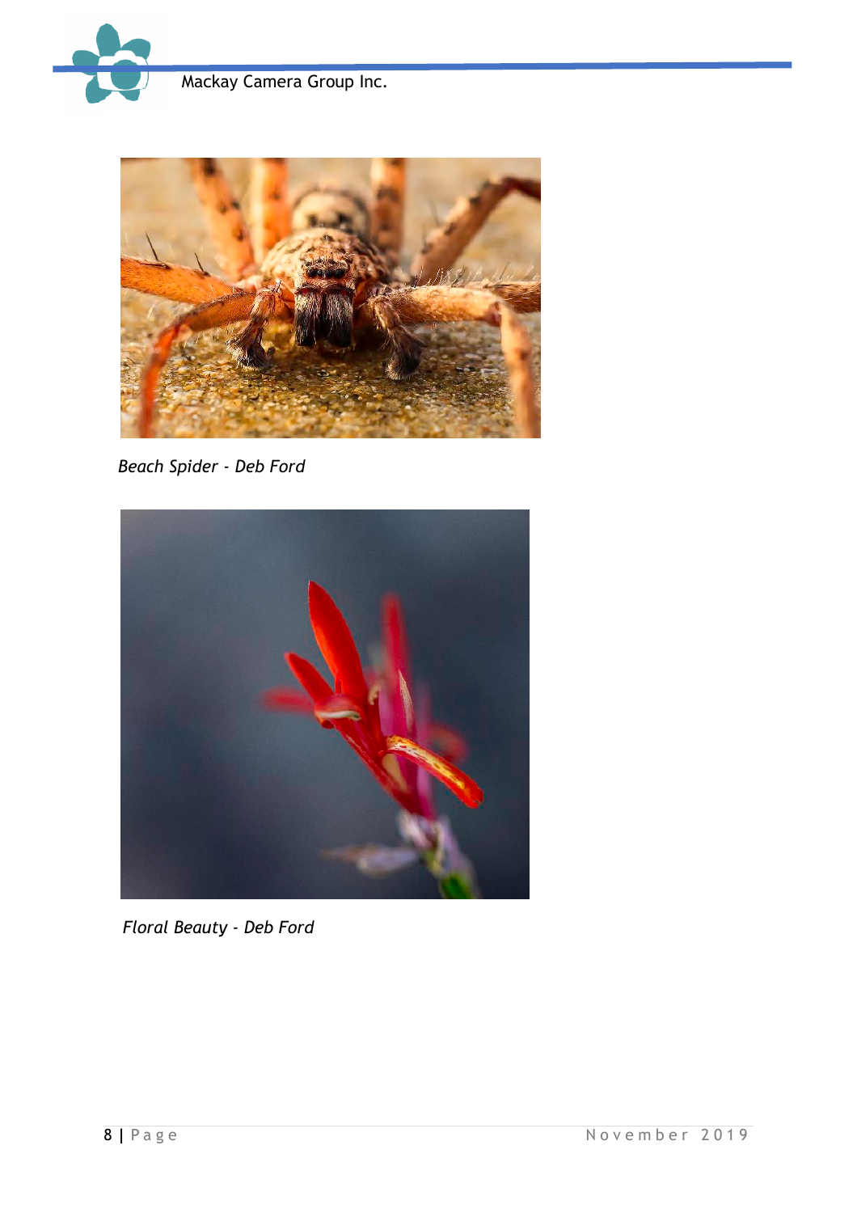*Beach Spider - Deb Ford*

*Floral Beauty - Deb Ford*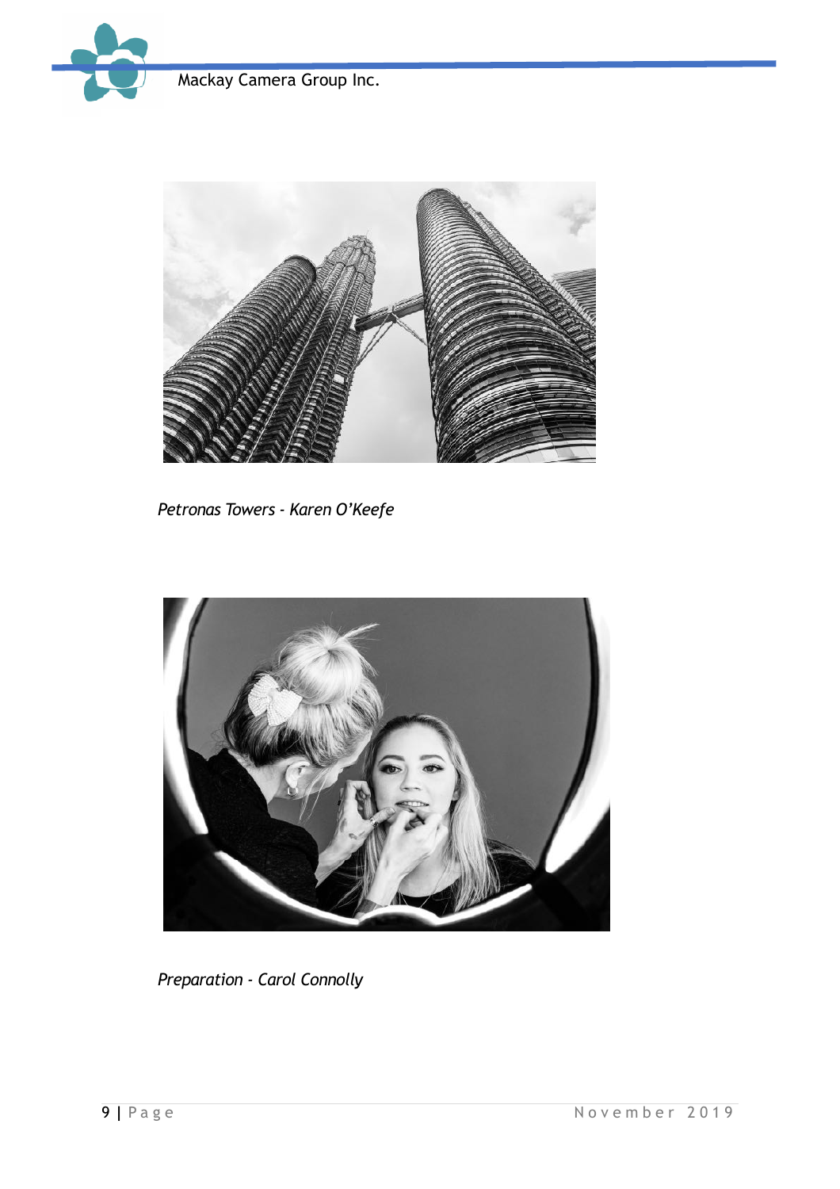*Petronas Towers - Karen O'Keefe*

*Preparation - Carol Connolly*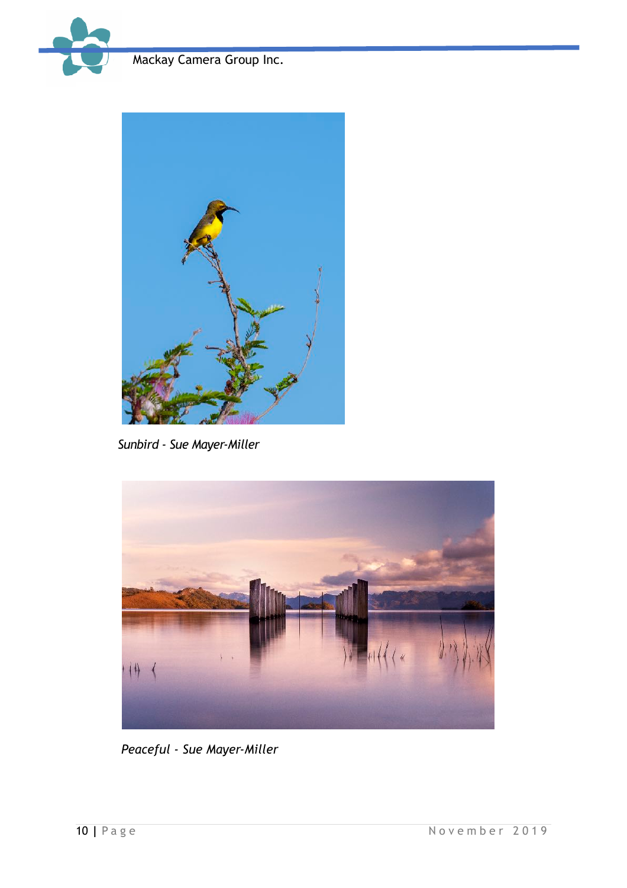*Sunbird - Sue Mayer-Miller*

*Peaceful - Sue Mayer-Miller*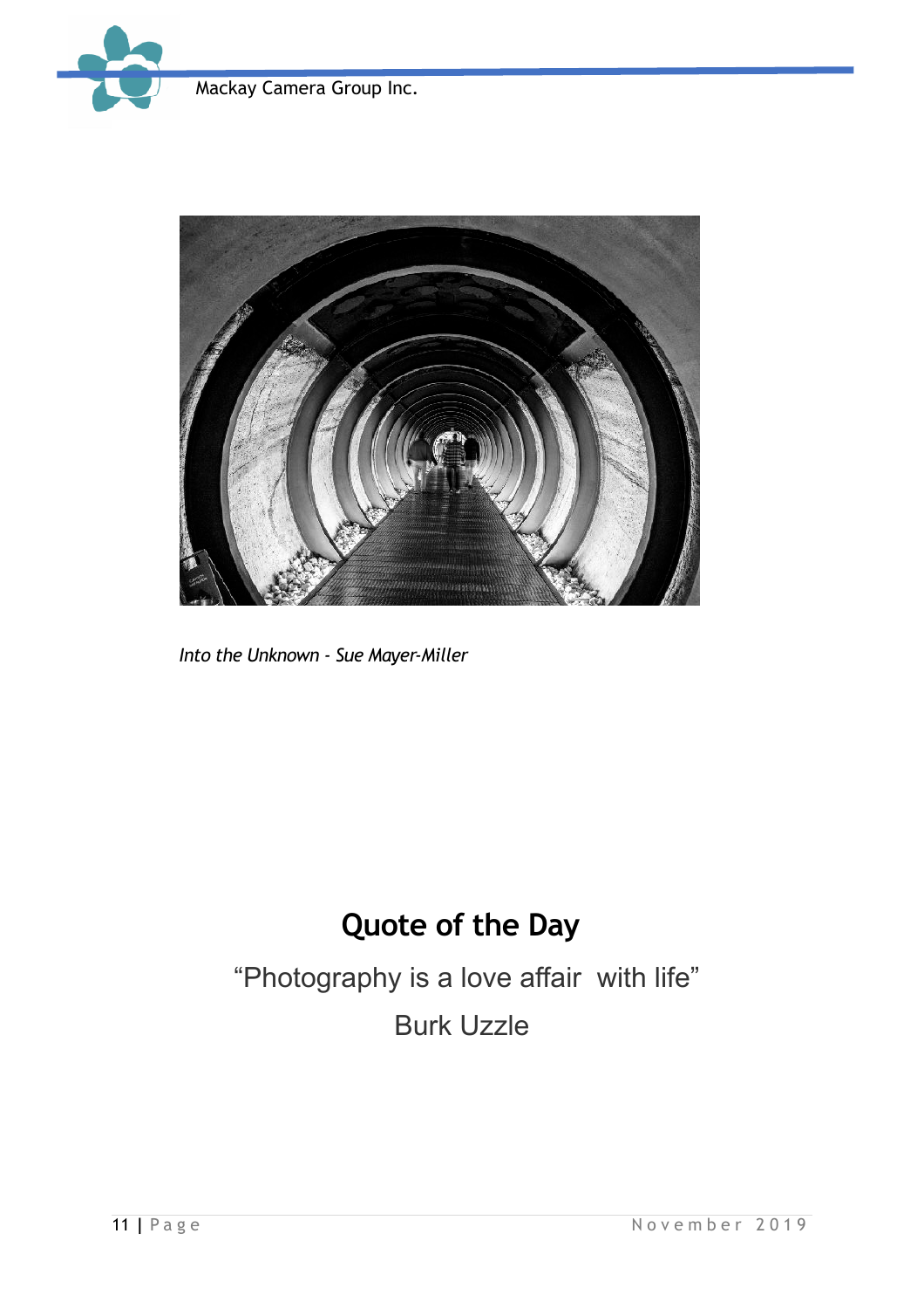*Into the Unknown - Sue Mayer-Miller*

## Quote of the Day

"Photography is a love affair with life"

Burk Uzzle